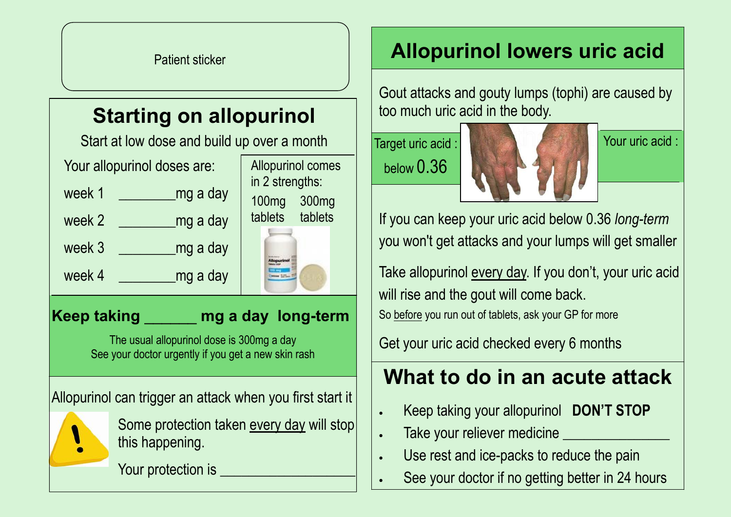Patient sticker

## Starting on allopurinol

Start at low dose and build up over a month

Your allopurinol doses are:

week 1 ________mg a day

week 2 ________mg a day

week 3 ________mg a day

week 4 ________mg a day

Allopurinol comes in 2 strengths:

100mg tablets    300mg tablets

**Keep taking ______ mg a day long-term**

The usual allopurinol dose is 300mg a day
See your doctor urgently if you get a new skin rash

Allopurinol can trigger an attack when you first start it

Some protection taken <u>every day</u> will stop this happening.

Your protection is __________________

## Allopurinol lowers uric acid

Gout attacks and gouty lumps (tophi) are caused by too much uric acid in the body.

Target uric acid : below 0.36

Your uric acid :

If you can keep your uric acid below 0.36 *long-term* you won't get attacks and your lumps will get smaller

Take allopurinol <u>every day</u>. If you don't, your uric acid will rise and the gout will come back.
So <u>before</u> you run out of tablets, ask your GP for more

Get your uric acid checked every 6 months

## What to do in an acute attack

- Keep taking your allopurinol **DON'T STOP**
- Take your reliever medicine ______________
- Use rest and ice-packs to reduce the pain
- See your doctor if no getting better in 24 hours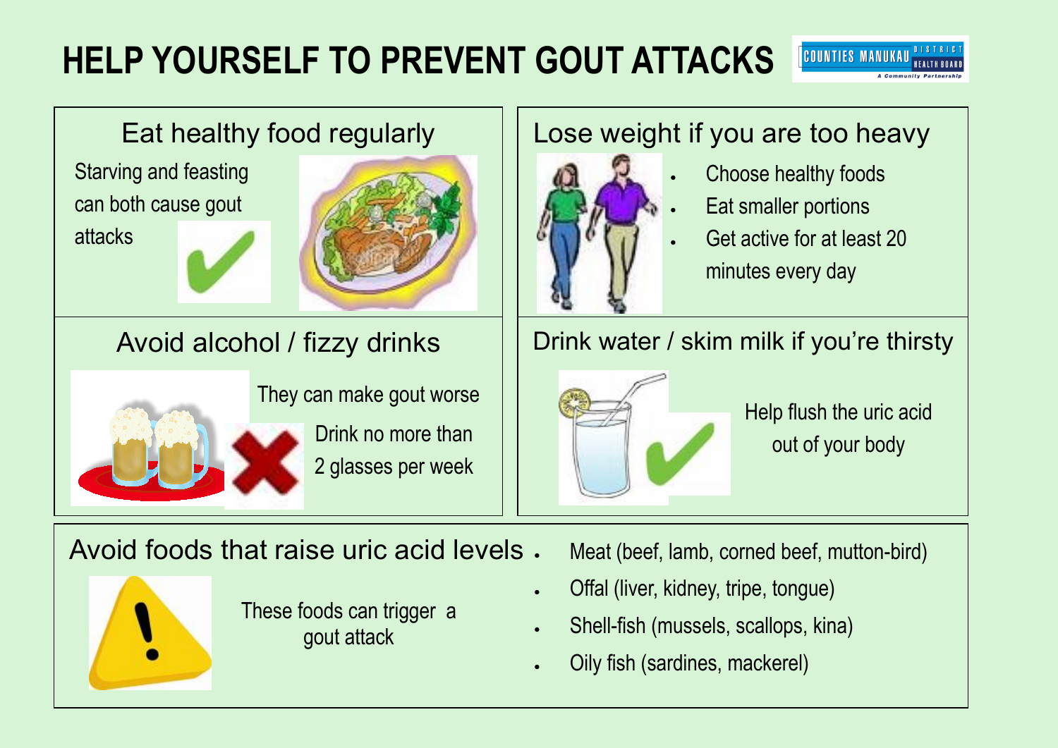# HELP YOURSELF TO PREVENT GOUT ATTACKS

COUNTIES MANUKAU DISTRICT HEALTH BOARD
A Community Partnership

## Eat healthy food regularly

Starving and feasting can both cause gout attacks

## Lose weight if you are too heavy

- Choose healthy foods
- Eat smaller portions
- Get active for at least 20 minutes every day

## Avoid alcohol / fizzy drinks

They can make gout worse

Drink no more than 2 glasses per week

## Drink water / skim milk if you're thirsty

Help flush the uric acid out of your body

## Avoid foods that raise uric acid levels

These foods can trigger a gout attack

- Meat (beef, lamb, corned beef, mutton-bird)
- Offal (liver, kidney, tripe, tongue)
- Shell-fish (mussels, scallops, kina)
- Oily fish (sardines, mackerel)